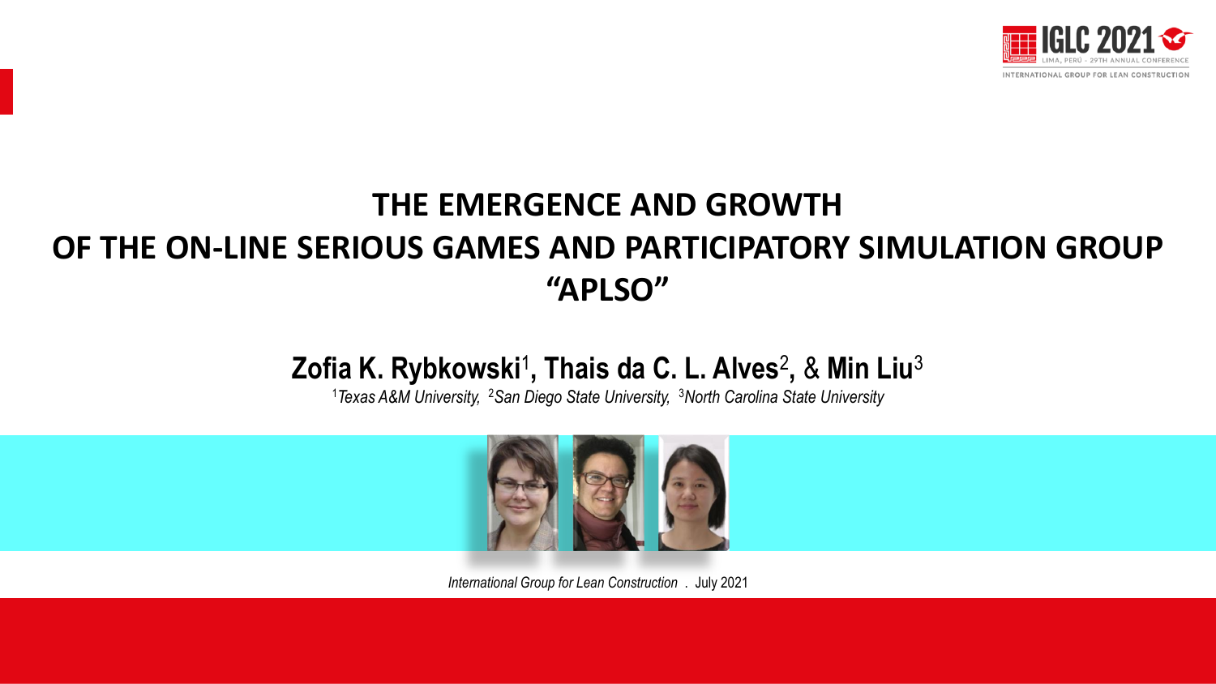# THE EMERGENCE AND GROWTH OF THE ON-LINE SERIOUS GAMES AND PARTICIPATORY SIMULATION GROUP "APLSO"

**Zofia K. Rybkowski[1], Thais da C. L. Alves[2], & Min Liu[3]**

[1]*Texas A&M University,* [2]*San Diego State University,* [3]*North Carolina State University*

*International Group for Lean Construction* . July 2021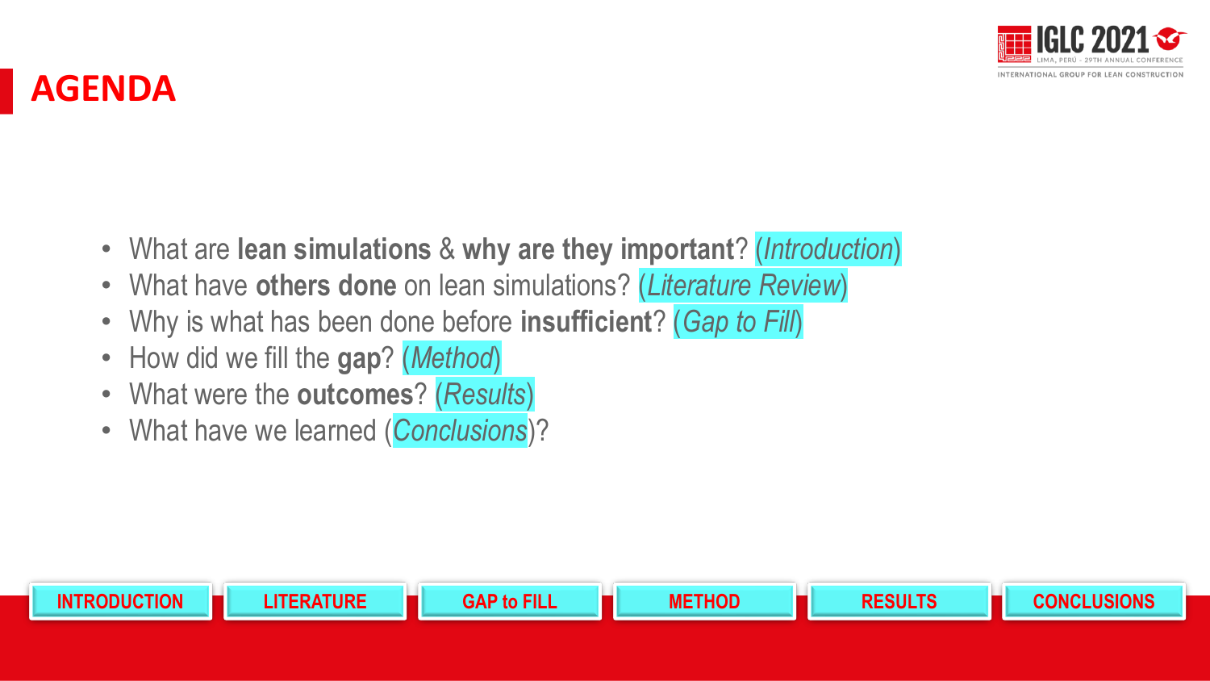# AGENDA

- What are **lean simulations** & **why are they important**? (*Introduction*)
- What have **others done** on lean simulations? (*Literature Review*)
- Why is what has been done before **insufficient**? (*Gap to Fill*)
- How did we fill the **gap**? (*Method*)
- What were the **outcomes**? (*Results*)
- What have we learned (*Conclusions*)?

INTRODUCTION | LITERATURE | GAP to FILL | METHOD | RESULTS | CONCLUSIONS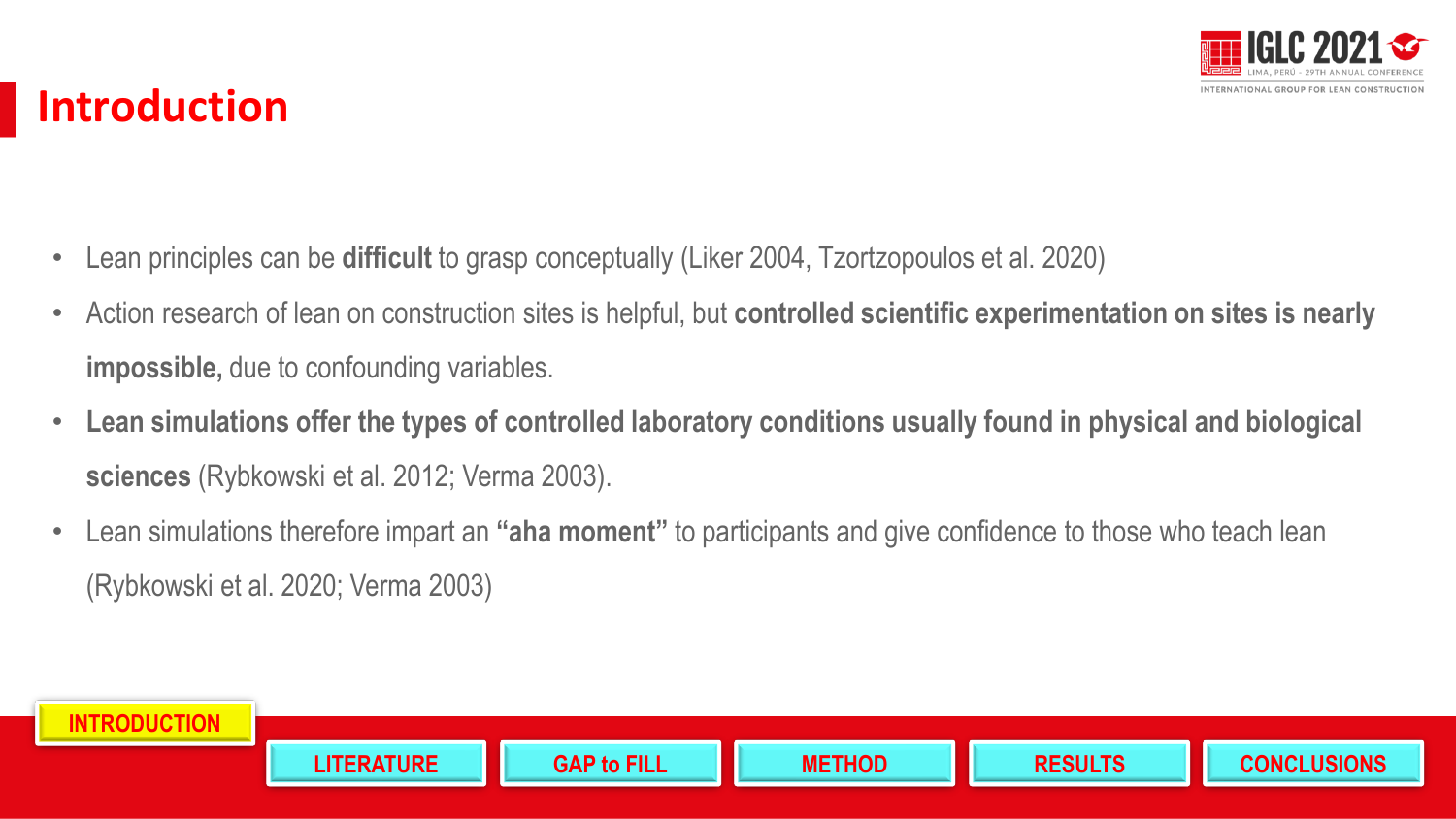# Introduction

- Lean principles can be **difficult** to grasp conceptually (Liker 2004, Tzortzopoulos et al. 2020)
- Action research of lean on construction sites is helpful, but **controlled scientific experimentation on sites is nearly impossible,** due to confounding variables.
- **Lean simulations offer the types of controlled laboratory conditions usually found in physical and biological sciences** (Rybkowski et al. 2012; Verma 2003).
- Lean simulations therefore impart an **"aha moment"** to participants and give confidence to those who teach lean (Rybkowski et al. 2020; Verma 2003)

INTRODUCTION | LITERATURE | GAP to FILL | METHOD | RESULTS | CONCLUSIONS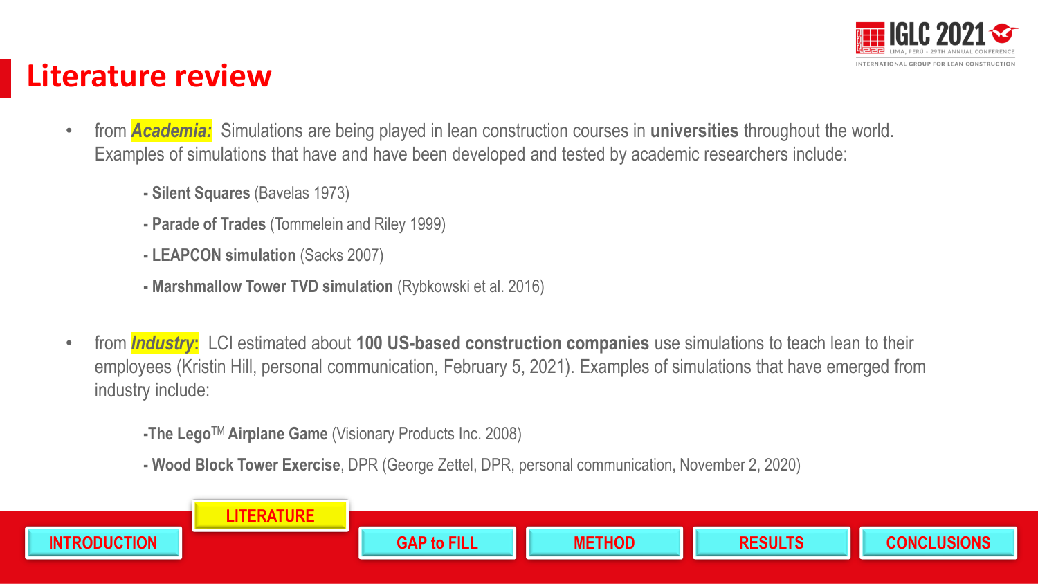# Literature review

- from ***Academia:*** Simulations are being played in lean construction courses in **universities** throughout the world. Examples of simulations that have and have been developed and tested by academic researchers include:

  - **Silent Squares** (Bavelas 1973)
  - **Parade of Trades** (Tommelein and Riley 1999)
  - **LEAPCON simulation** (Sacks 2007)
  - **Marshmallow Tower TVD simulation** (Rybkowski et al. 2016)

- from ***Industry*:** LCI estimated about **100 US-based construction companies** use simulations to teach lean to their employees (Kristin Hill, personal communication, February 5, 2021). Examples of simulations that have emerged from industry include:

  - **The Lego**™ **Airplane Game** (Visionary Products Inc. 2008)
  - **Wood Block Tower Exercise**, DPR (George Zettel, DPR, personal communication, November 2, 2020)

INTRODUCTION | LITERATURE | GAP to FILL | METHOD | RESULTS | CONCLUSIONS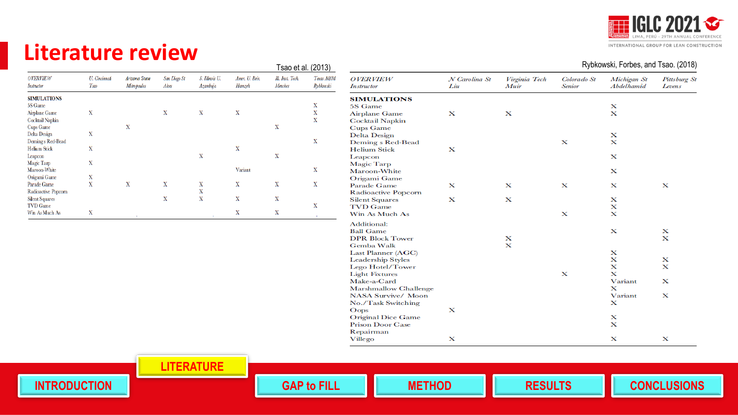# Literature review

Tsao et al. (2013)

| OVERVIEW<br>Instructor | U. Cincinnati<br>Tsao | Arizona State<br>Mitropoulos | San Diego St<br>Alves | S. Illinois U.<br>Azambuja | Amer. U. Beir.<br>Hamzeh | Ill. Inst. Tech.<br>Menches | Texas A&M<br>Rybkowski |
|---|---|---|---|---|---|---|---|
| **SIMULATIONS** | | | | | | | |
| 5S Game | | | | | | | X |
| Airplane Game | X | | X | X | X | | X |
| Cocktail Napkin | | | | | | | X |
| Cups Game | | X | | | | X | |
| Delta Design | X | | | | | | |
| Demings Red-Bead | | | | | | | X |
| Helium Stick | X | | | | X | | |
| Leapcon | | | | X | | X | |
| Magic Tarp | X | | | | | | |
| Maroon-White | | | | | Variant | | X |
| Origami Game | X | | | | | | |
| Parade Game | X | X | X | X | X | X | X |
| Radioactive Popcorn | | | | X | | | |
| Silent Squares | | | X | X | X | X | |
| TVD Game | | | | | | | X |
| Win As Much As | X | | | | X | X | |

Rybkowski, Forbes, and Tsao. (2018)

| OVERVIEW<br>Instructor | N Carolina St<br>Liu | Virginia Tech<br>Muir | Colorado St<br>Senior | Michigan St<br>Abdelhamid | Pittsburg St<br>Levens |
|---|---|---|---|---|---|
| **SIMULATIONS** | | | | | |
| 5S Game | | | | X | |
| Airplane Game | X | X | | X | |
| Cocktail Napkin | | | | | |
| Cups Game | | | | | |
| Delta Design | | | | X | |
| Deming s Red-Bead | | | X | X | |
| Helium Stick | X | | | | |
| Leapcon | | | | X | |
| Magic Tarp | | | | | |
| Maroon-White | | | | X | |
| Origami Game | | | | | |
| Parade Game | X | X | X | X | X |
| Radioactive Popcorn | | | | | |
| Silent Squares | X | X | | X | |
| TVD Game | | | | X | |
| Win As Much As | | | X | X | |
| Additional: | | | | | |
| Ball Game | | | | X | X |
| DPR Block Tower | | X | | | X |
| Gemba Walk | | X | | | |
| Last Planner (AGC) | | | | X | |
| Leadership Styles | | | | X | X |
| Lego Hotel/Tower | | | | X | X |
| Light Fixtures | | | X | X | |
| Make-a-Card | | | | Variant | X |
| Marshmallow Challenge | | | | X | |
| NASA Survive/ Moon | | | | Variant | X |
| No./Task Switching | | | | X | |
| Oops | X | | | | |
| Original Dice Game | | | | X | |
| Prison Door Case | | | | X | |
| Repairman | | | | | |
| Villego | X | | | X | X |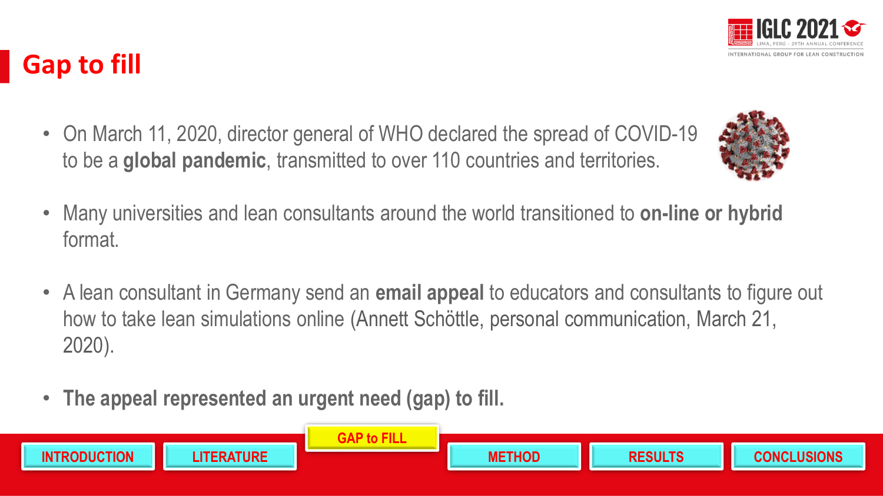# Gap to fill

- On March 11, 2020, director general of WHO declared the spread of COVID-19 to be a **global pandemic**, transmitted to over 110 countries and territories.

- Many universities and lean consultants around the world transitioned to **on-line or hybrid** format.

- A lean consultant in Germany send an **email appeal** to educators and consultants to figure out how to take lean simulations online (Annett Schöttle, personal communication, March 21, 2020).

- **The appeal represented an urgent need (gap) to fill.**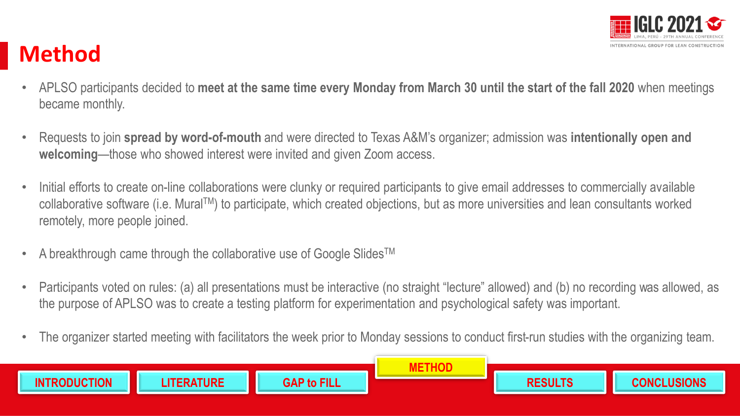# Method

- APLSO participants decided to **meet at the same time every Monday from March 30 until the start of the fall 2020** when meetings became monthly.
- Requests to join **spread by word-of-mouth** and were directed to Texas A&M's organizer; admission was **intentionally open and welcoming**—those who showed interest were invited and given Zoom access.
- Initial efforts to create on-line collaborations were clunky or required participants to give email addresses to commercially available collaborative software (i.e. Mural™) to participate, which created objections, but as more universities and lean consultants worked remotely, more people joined.
- A breakthrough came through the collaborative use of Google Slides™
- Participants voted on rules: (a) all presentations must be interactive (no straight "lecture" allowed) and (b) no recording was allowed, as the purpose of APLSO was to create a testing platform for experimentation and psychological safety was important.
- The organizer started meeting with facilitators the week prior to Monday sessions to conduct first-run studies with the organizing team.

INTRODUCTION | LITERATURE | GAP to FILL | METHOD | RESULTS | CONCLUSIONS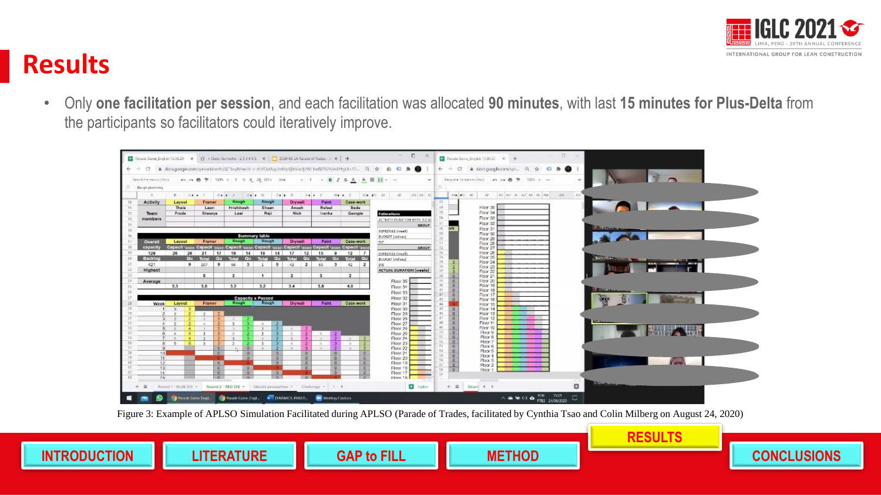# Results

- Only **one facilitation per session**, and each facilitation was allocated **90 minutes**, with last **15 minutes for Plus-Delta** from the participants so facilitators could iteratively improve.

Figure 3: Example of APLSO Simulation Facilitated during APLSO (Parade of Trades, facilitated by Cynthia Tsao and Colin Milberg on August 24, 2020)

INTRODUCTION | LITERATURE | GAP to FILL | METHOD | RESULTS | CONCLUSIONS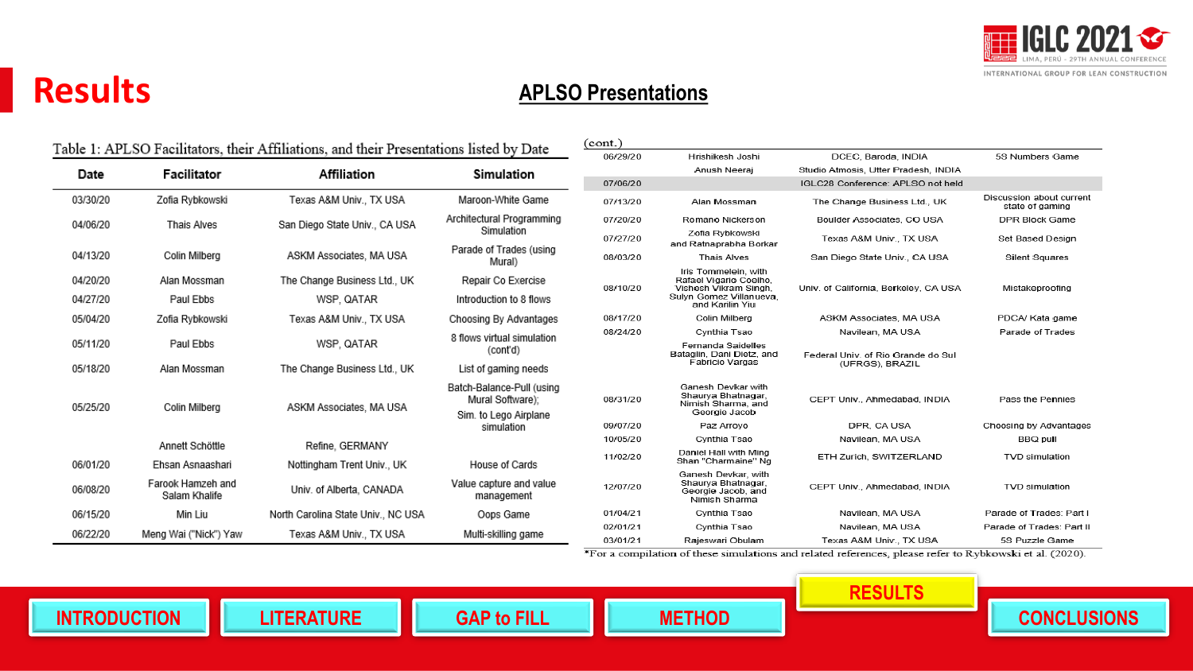# Results

## APLSO Presentations

Table 1: APLSO Facilitators, their Affiliations, and their Presentations listed by Date

| Date | Facilitator | Affiliation | Simulation |
|---|---|---|---|
| 03/30/20 | Zofia Rybkowski | Texas A&M Univ., TX USA | Maroon-White Game |
| 04/06/20 | Thais Alves | San Diego State Univ., CA USA | Architectural Programming Simulation |
| 04/13/20 | Colin Milberg | ASKM Associates, MA USA | Parade of Trades (using Mural) |
| 04/20/20 | Alan Mossman | The Change Business Ltd., UK | Repair Co Exercise |
| 04/27/20 | Paul Ebbs | WSP, QATAR | Introduction to 8 flows |
| 05/04/20 | Zofia Rybkowski | Texas A&M Univ., TX USA | Choosing By Advantages |
| 05/11/20 | Paul Ebbs | WSP, QATAR | 8 flows virtual simulation (cont'd) |
| 05/18/20 | Alan Mossman | The Change Business Ltd., UK | List of gaming needs |
| 05/25/20 | Colin Milberg | ASKM Associates, MA USA | Batch-Balance-Pull (using Mural Software); Sim. to Lego Airplane simulation |
| | Annett Schöttle | Refine, GERMANY | |
| 06/01/20 | Ehsan Asnaashari | Nottingham Trent Univ., UK | House of Cards |
| 06/08/20 | Farook Hamzeh and Salam Khalife | Univ. of Alberta, CANADA | Value capture and value management |
| 06/15/20 | Min Liu | North Carolina State Univ., NC USA | Oops Game |
| 06/22/20 | Meng Wai ("Nick") Yaw | Texas A&M Univ., TX USA | Multi-skilling game |
| 06/29/20 | Hrishikesh Joshi | DCEC, Baroda, INDIA | 5S Numbers Game |
| | Anush Neeraj | Studio Atmosis, Utter Pradesh, INDIA | |
| 07/06/20 | | IGLC28 Conference: APLSO not held | |
| 07/13/20 | Alan Mossman | The Change Business Ltd., UK | Discussion about current state of gaming |
| 07/20/20 | Romano Nickerson | Boulder Associates, CO USA | DPR Block Game |
| 07/27/20 | Zofia Rybkowski and Ratnaprabha Borkar | Texas A&M Univ., TX USA | Set Based Design |
| 08/03/20 | Thais Alves | San Diego State Univ., CA USA | Silent Squares |
| 08/10/20 | Iris Tommelein, with Rafael Vigario Coelho, Vishesh Vikram Singh, Sulyn Gomez Villanueva, and Karilin Yiu | Univ. of California, Berkeley, CA USA | Mistakeproofing |
| 08/17/20 | Colin Milberg | ASKM Associates, MA USA | PDCA/ Kata game |
| 08/24/20 | Cynthia Tsao | Navilean, MA USA | Parade of Trades |
| | Fernanda Saidelles Bataglin, Dani Dietz, and Fabricio Vargas | Federal Univ. of Rio Grande do Sul (UFRGS), BRAZIL | |
| 08/31/20 | Ganesh Devkar with Shaurya Bhatnagar, Nimish Sharma, and Georgie Jacob | CEPT Univ., Ahmedabad, INDIA | Pass the Pennies |
| 09/07/20 | Paz Arroyo | DPR, CA USA | Choosing by Advantages |
| 10/05/20 | Cynthia Tsao | Navilean, MA USA | BBQ pull |
| 11/02/20 | Daniel Hall with Ming Shan "Charmaine" Ng | ETH Zurich, SWITZERLAND | TVD simulation |
| 12/07/20 | Ganesh Devkar, with Shaurya Bhatnagar, Georgie Jacob, and Nimish Sharma | CEPT Univ., Ahmedabad, INDIA | TVD simulation |
| 01/04/21 | Cynthia Tsao | Navilean, MA USA | Parade of Trades: Part I |
| 02/01/21 | Cynthia Tsao | Navilean, MA USA | Parade of Trades: Part II |
| 03/01/21 | Rajeswari Obulam | Texas A&M Univ., TX USA | 5S Puzzle Game |

*For a compilation of these simulations and related references, please refer to Rybkowski et al. (2020).

INTRODUCTION | LITERATURE | GAP to FILL | METHOD | RESULTS | CONCLUSIONS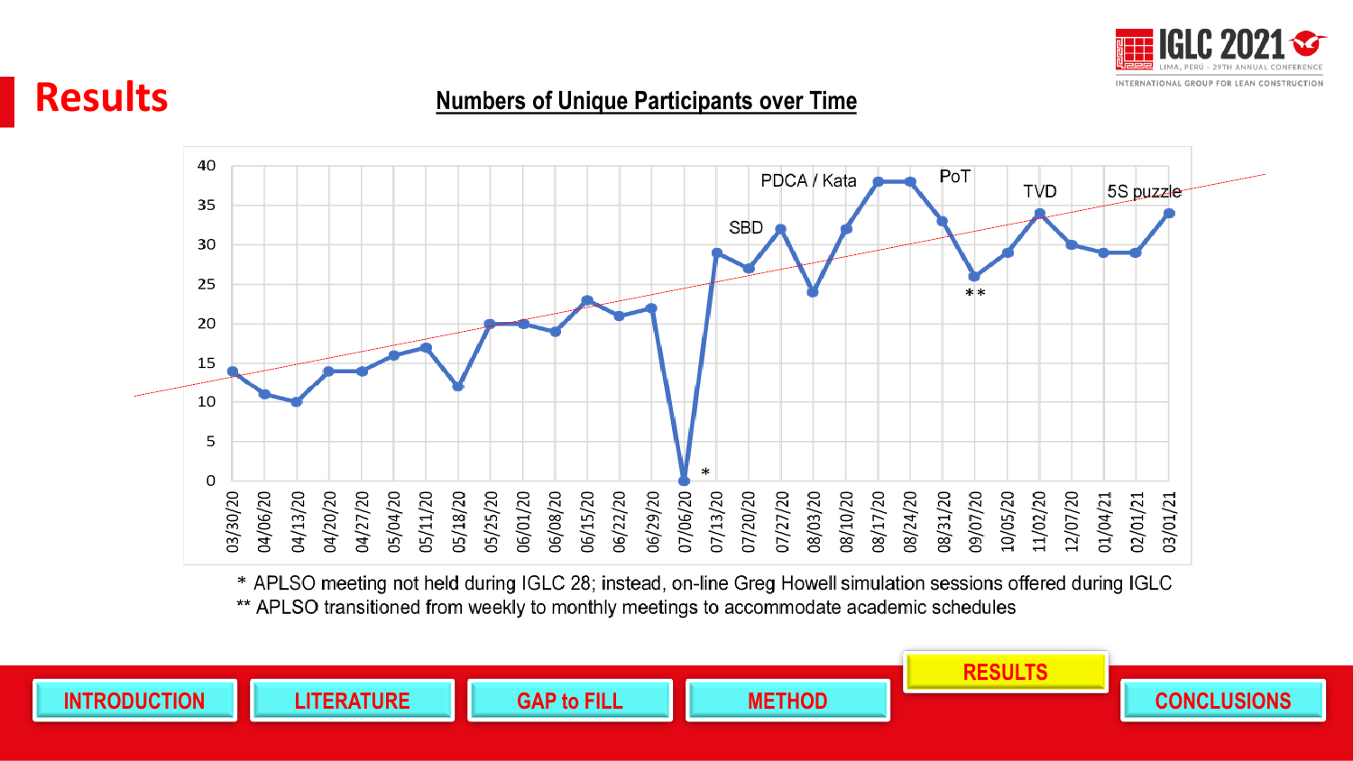# Results

## Numbers of Unique Participants over Time

| Date | Participants | Annotation |
|---|---|---|
| 03/30/20 | 14 | |
| 04/06/20 | 11 | |
| 04/13/20 | 10 | |
| 04/20/20 | 14 | |
| 04/27/20 | 14 | |
| 05/04/20 | 16 | |
| 05/11/20 | 17 | |
| 05/18/20 | 12 | |
| 05/25/20 | 20 | |
| 06/01/20 | 20 | |
| 06/08/20 | 19 | |
| 06/15/20 | 23 | |
| 06/22/20 | 21 | |
| 06/29/20 | 22 | |
| 07/06/20 | 0 | * |
| 07/13/20 | 29 | |
| 07/20/20 | 27 | |
| 07/27/20 | 32 | SBD |
| 08/03/20 | 24 | |
| 08/10/20 | 32 | |
| 08/17/20 | 38 | PDCA / Kata |
| 08/24/20 | 38 | |
| 08/31/20 | 33 | PoT |
| 09/07/20 | 26 | ** |
| 10/05/20 | 29 | |
| 11/02/20 | 34 | TVD |
| 12/07/20 | 30 | |
| 01/04/21 | 29 | |
| 02/01/21 | 29 | |
| 03/01/21 | 34 | 5S puzzle |

\* APLSO meeting not held during IGLC 28; instead, on-line Greg Howell simulation sessions offered during IGLC

\*\* APLSO transitioned from weekly to monthly meetings to accommodate academic schedules

INTRODUCTION | LITERATURE | GAP to FILL | METHOD | RESULTS | CONCLUSIONS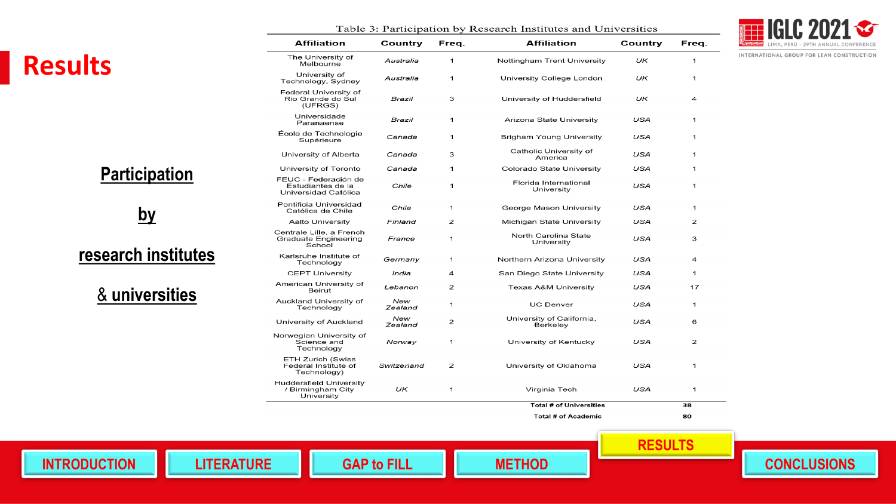# Results

**Participation by research institutes & universities**

Table 3: Participation by Research Institutes and Universities

| Affiliation | Country | Freq. | Affiliation | Country | Freq. |
|---|---|---|---|---|---|
| The University of Melbourne | *Australia* | 1 | Nottingham Trent University | *UK* | 1 |
| University of Technology, Sydney | *Australia* | 1 | University College London | *UK* | 1 |
| Federal University of Rio Grande do Sul (UFRGS) | *Brazil* | 3 | University of Huddersfield | *UK* | 4 |
| Universidade Paranaense | *Brazil* | 1 | Arizona State University | *USA* | 1 |
| École de Technologie Supérieure | *Canada* | 1 | Brigham Young University | *USA* | 1 |
| University of Alberta | *Canada* | 3 | Catholic University of America | *USA* | 1 |
| University of Toronto | *Canada* | 1 | Colorado State University | *USA* | 1 |
| FEUC - Federación de Estudiantes de la Universidad Católica | *Chile* | 1 | Florida International University | *USA* | 1 |
| Pontificia Universidad Católica de Chile | *Chile* | 1 | George Mason University | *USA* | 1 |
| Aalto University | *Finland* | 2 | Michigan State University | *USA* | 2 |
| Centrale Lille, a French Graduate Engineering School | *France* | 1 | North Carolina State University | *USA* | 3 |
| Karlsruhe Institute of Technology | *Germany* | 1 | Northern Arizona University | *USA* | 4 |
| CEPT University | *India* | 4 | San Diego State University | *USA* | 1 |
| American University of Beirut | *Lebanon* | 2 | Texas A&M University | *USA* | 17 |
| Auckland University of Technology | *New Zealand* | 1 | UC Denver | *USA* | 1 |
| University of Auckland | *New Zealand* | 2 | University of California, Berkeley | *USA* | 6 |
| Norwegian University of Science and Technology | *Norway* | 1 | University of Kentucky | *USA* | 2 |
| ETH Zurich (Swiss Federal Institute of Technology) | *Switzerland* | 2 | University of Oklahoma | *USA* | 1 |
| Huddersfield University / Birmingham City University | *UK* | 1 | Virginia Tech | *USA* | 1 |
| | | | **Total # of Universities** | | **38** |
| | | | **Total # of Academic** | | **80** |

INTRODUCTION | LITERATURE | GAP to FILL | METHOD | RESULTS | CONCLUSIONS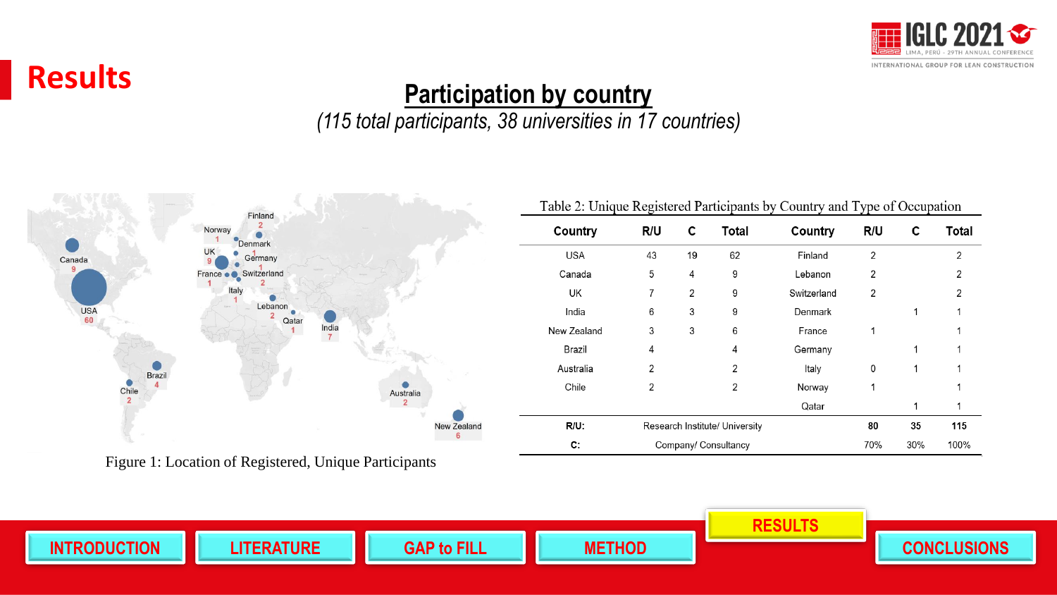# Results

## Participation by country

*(115 total participants, 38 universities in 17 countries)*

Figure 1: Location of Registered, Unique Participants

Table 2: Unique Registered Participants by Country and Type of Occupation

| Country | R/U | C | Total | Country | R/U | C | Total |
|---|---|---|---|---|---|---|---|
| USA | 43 | 19 | 62 | Finland | 2 | | 2 |
| Canada | 5 | 4 | 9 | Lebanon | 2 | | 2 |
| UK | 7 | 2 | 9 | Switzerland | 2 | | 2 |
| India | 6 | 3 | 9 | Denmark | | 1 | 1 |
| New Zealand | 3 | 3 | 6 | France | 1 | | 1 |
| Brazil | 4 | | 4 | Germany | | 1 | 1 |
| Australia | 2 | | 2 | Italy | 0 | 1 | 1 |
| Chile | 2 | | 2 | Norway | 1 | | 1 |
| | | | | Qatar | | 1 | 1 |
| **R/U:** | Research Institute/ University | | | | **80** | **35** | **115** |
| **C:** | Company/ Consultancy | | | | 70% | 30% | 100% |

INTRODUCTION | LITERATURE | GAP to FILL | METHOD | RESULTS | CONCLUSIONS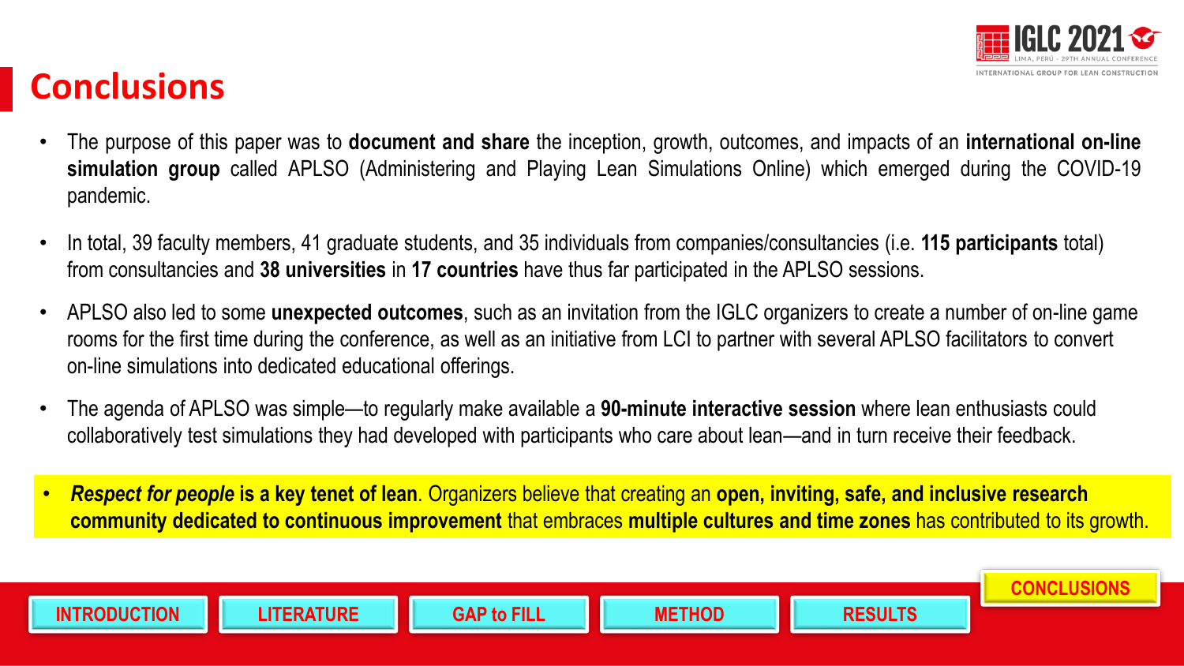# Conclusions

- The purpose of this paper was to **document and share** the inception, growth, outcomes, and impacts of an **international on-line simulation group** called APLSO (Administering and Playing Lean Simulations Online) which emerged during the COVID-19 pandemic.
- In total, 39 faculty members, 41 graduate students, and 35 individuals from companies/consultancies (i.e. **115 participants** total) from consultancies and **38 universities** in **17 countries** have thus far participated in the APLSO sessions.
- APLSO also led to some **unexpected outcomes**, such as an invitation from the IGLC organizers to create a number of on-line game rooms for the first time during the conference, as well as an initiative from LCI to partner with several APLSO facilitators to convert on-line simulations into dedicated educational offerings.
- The agenda of APLSO was simple—to regularly make available a **90-minute interactive session** where lean enthusiasts could collaboratively test simulations they had developed with participants who care about lean—and in turn receive their feedback.
- ***Respect for people* is a key tenet of lean**. Organizers believe that creating an **open, inviting, safe, and inclusive research community dedicated to continuous improvement** that embraces **multiple cultures and time zones** has contributed to its growth.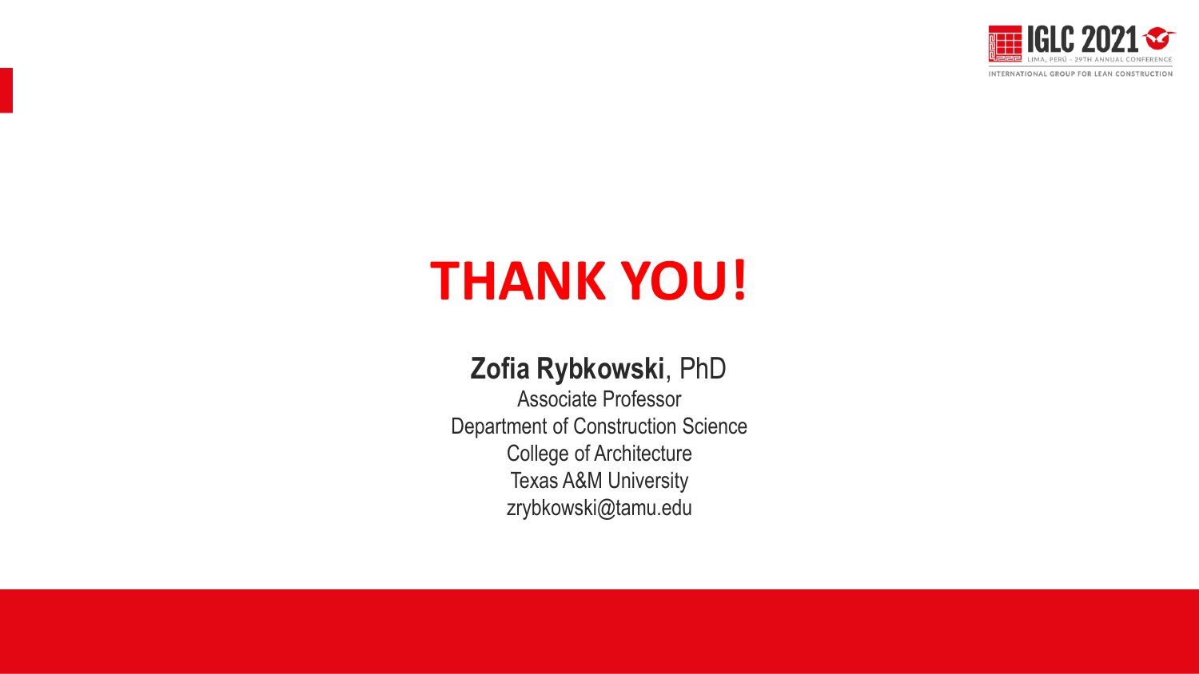# THANK YOU!

**Zofia Rybkowski**, PhD
Associate Professor
Department of Construction Science
College of Architecture
Texas A&M University
zrybkowski@tamu.edu